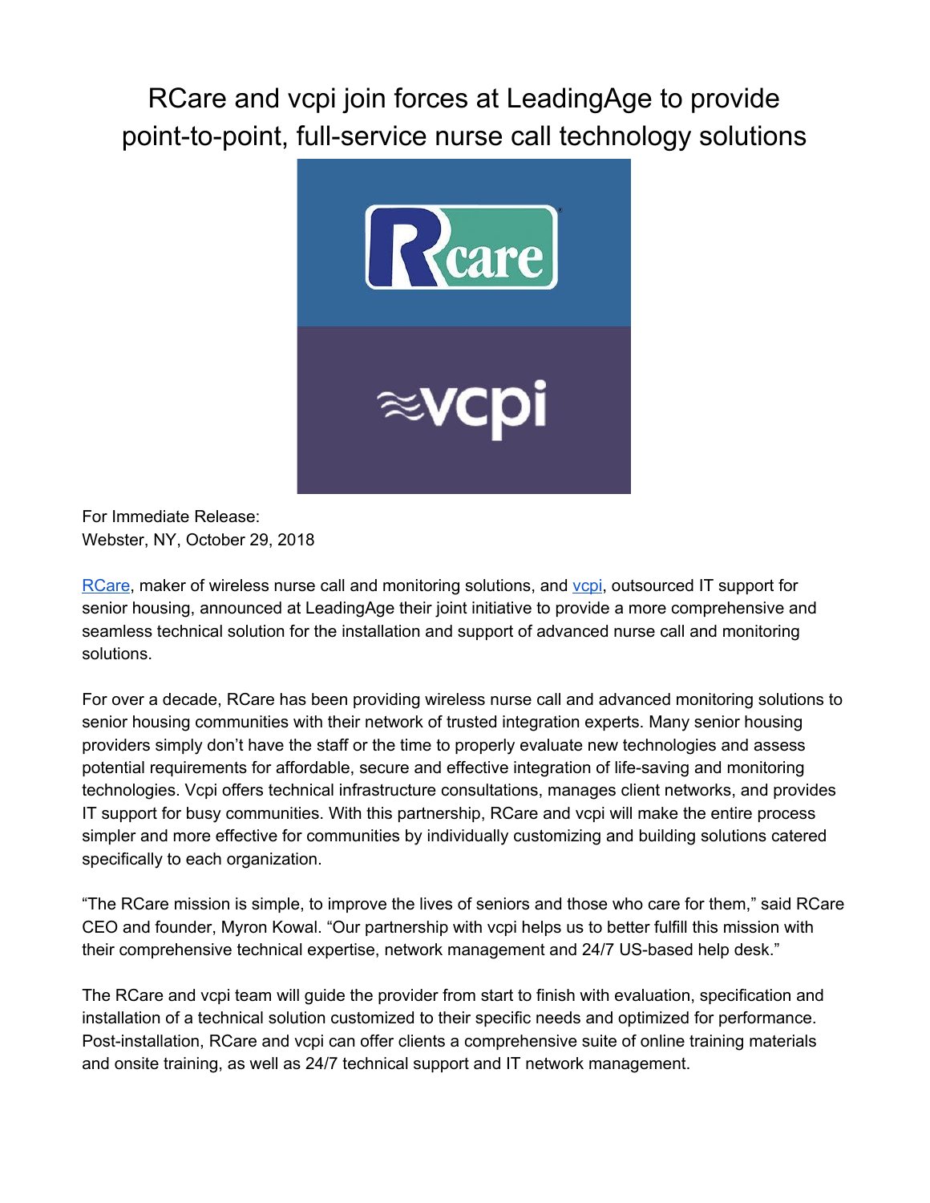# RCare and vcpi join forces at LeadingAge to provide point-to-point, full-service nurse call technology solutions

For Immediate Release:
Webster, NY, October 29, 2018

RCare, maker of wireless nurse call and monitoring solutions, and vcpi, outsourced IT support for senior housing, announced at LeadingAge their joint initiative to provide a more comprehensive and seamless technical solution for the installation and support of advanced nurse call and monitoring solutions.

For over a decade, RCare has been providing wireless nurse call and advanced monitoring solutions to senior housing communities with their network of trusted integration experts. Many senior housing providers simply don't have the staff or the time to properly evaluate new technologies and assess potential requirements for affordable, secure and effective integration of life-saving and monitoring technologies. Vcpi offers technical infrastructure consultations, manages client networks, and provides IT support for busy communities. With this partnership, RCare and vcpi will make the entire process simpler and more effective for communities by individually customizing and building solutions catered specifically to each organization.

"The RCare mission is simple, to improve the lives of seniors and those who care for them," said RCare CEO and founder, Myron Kowal. "Our partnership with vcpi helps us to better fulfill this mission with their comprehensive technical expertise, network management and 24/7 US-based help desk."

The RCare and vcpi team will guide the provider from start to finish with evaluation, specification and installation of a technical solution customized to their specific needs and optimized for performance. Post-installation, RCare and vcpi can offer clients a comprehensive suite of online training materials and onsite training, as well as 24/7 technical support and IT network management.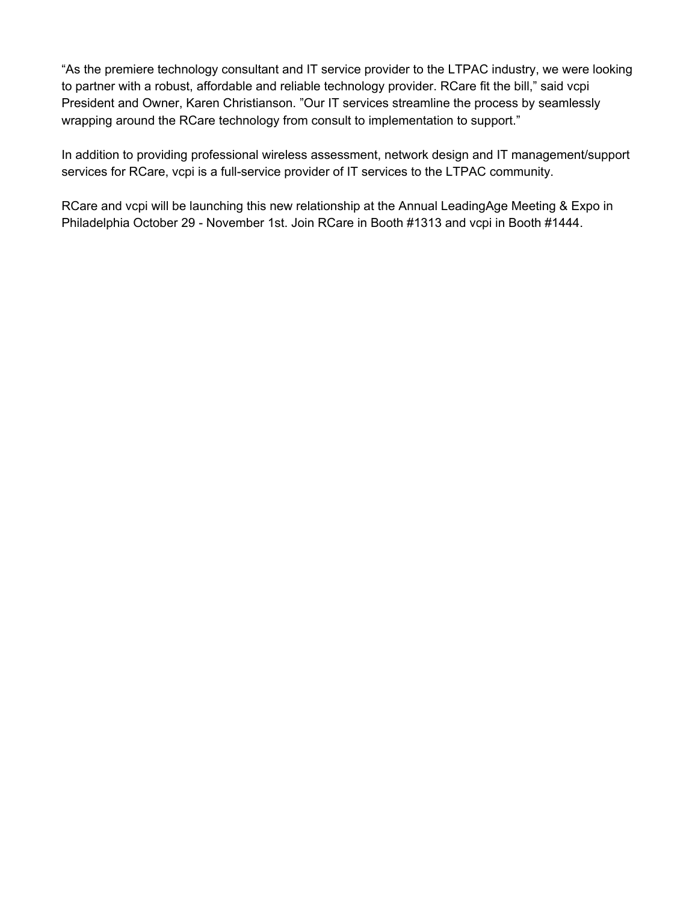“As the premiere technology consultant and IT service provider to the LTPAC industry, we were looking to partner with a robust, affordable and reliable technology provider. RCare fit the bill,” said vcpi President and Owner, Karen Christianson. ”Our IT services streamline the process by seamlessly wrapping around the RCare technology from consult to implementation to support.”

In addition to providing professional wireless assessment, network design and IT management/support services for RCare, vcpi is a full-service provider of IT services to the LTPAC community.

RCare and vcpi will be launching this new relationship at the Annual LeadingAge Meeting & Expo in Philadelphia October 29 - November 1st. Join RCare in Booth #1313 and vcpi in Booth #1444.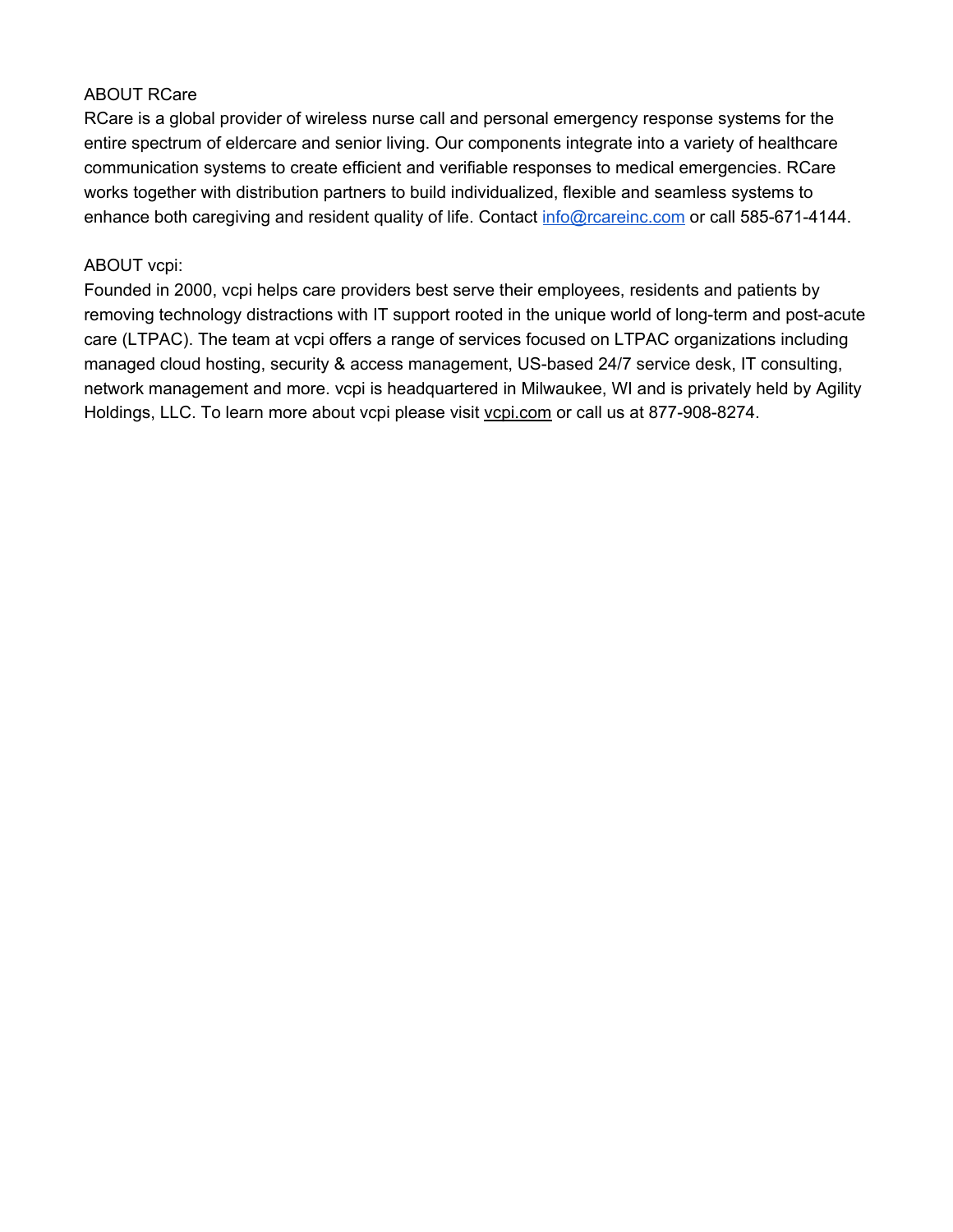ABOUT RCare

RCare is a global provider of wireless nurse call and personal emergency response systems for the entire spectrum of eldercare and senior living. Our components integrate into a variety of healthcare communication systems to create efficient and verifiable responses to medical emergencies. RCare works together with distribution partners to build individualized, flexible and seamless systems to enhance both caregiving and resident quality of life. Contact info@rcareinc.com or call 585-671-4144.

ABOUT vcpi:

Founded in 2000, vcpi helps care providers best serve their employees, residents and patients by removing technology distractions with IT support rooted in the unique world of long-term and post-acute care (LTPAC). The team at vcpi offers a range of services focused on LTPAC organizations including managed cloud hosting, security & access management, US-based 24/7 service desk, IT consulting, network management and more. vcpi is headquartered in Milwaukee, WI and is privately held by Agility Holdings, LLC. To learn more about vcpi please visit vcpi.com or call us at 877-908-8274.